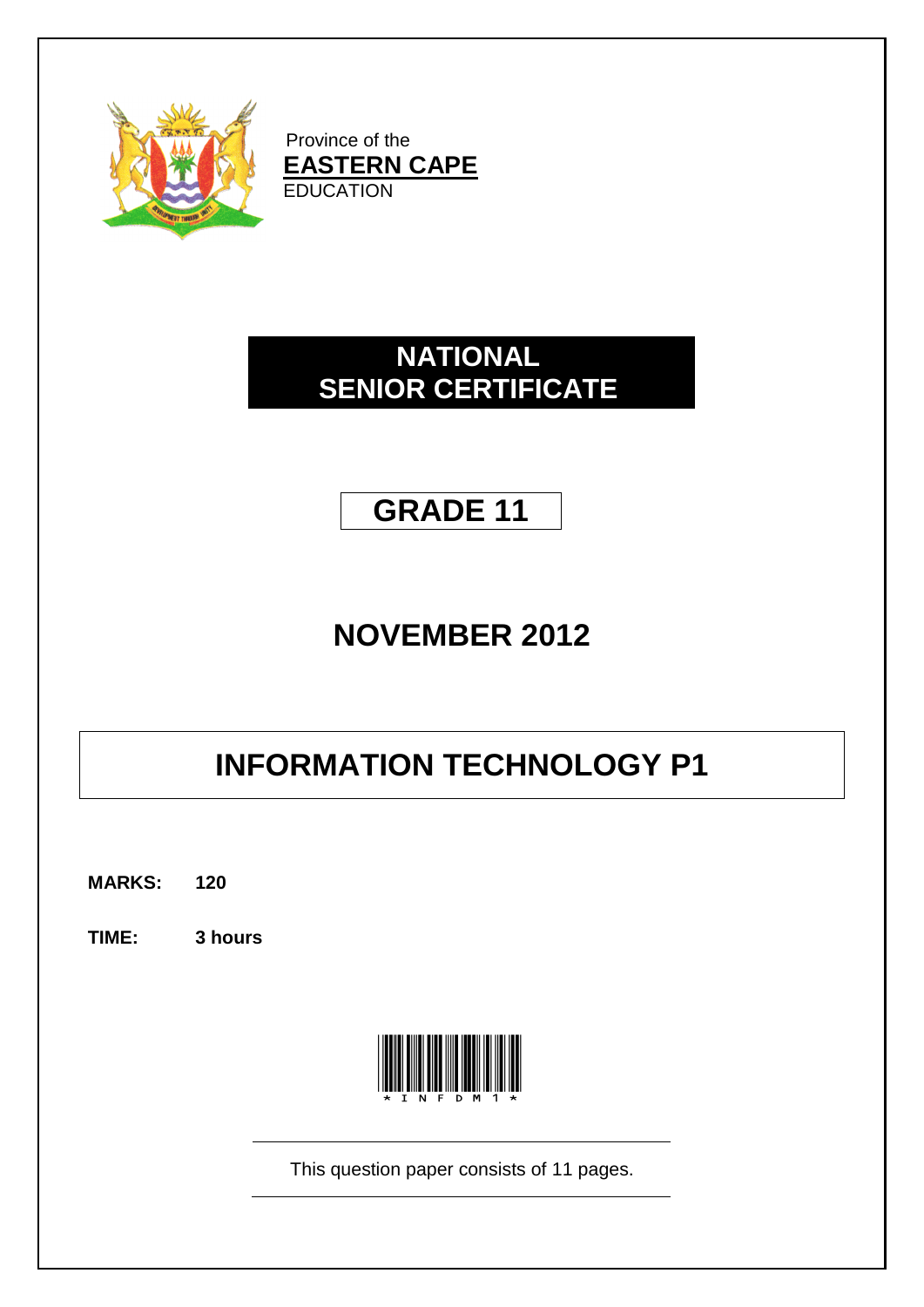Province of the
**EASTERN CAPE**
EDUCATION

# NATIONAL SENIOR CERTIFICATE

# GRADE 11

# NOVEMBER 2012

# INFORMATION TECHNOLOGY P1

**MARKS: 120**

**TIME: 3 hours**

*INFDM1*

This question paper consists of 11 pages.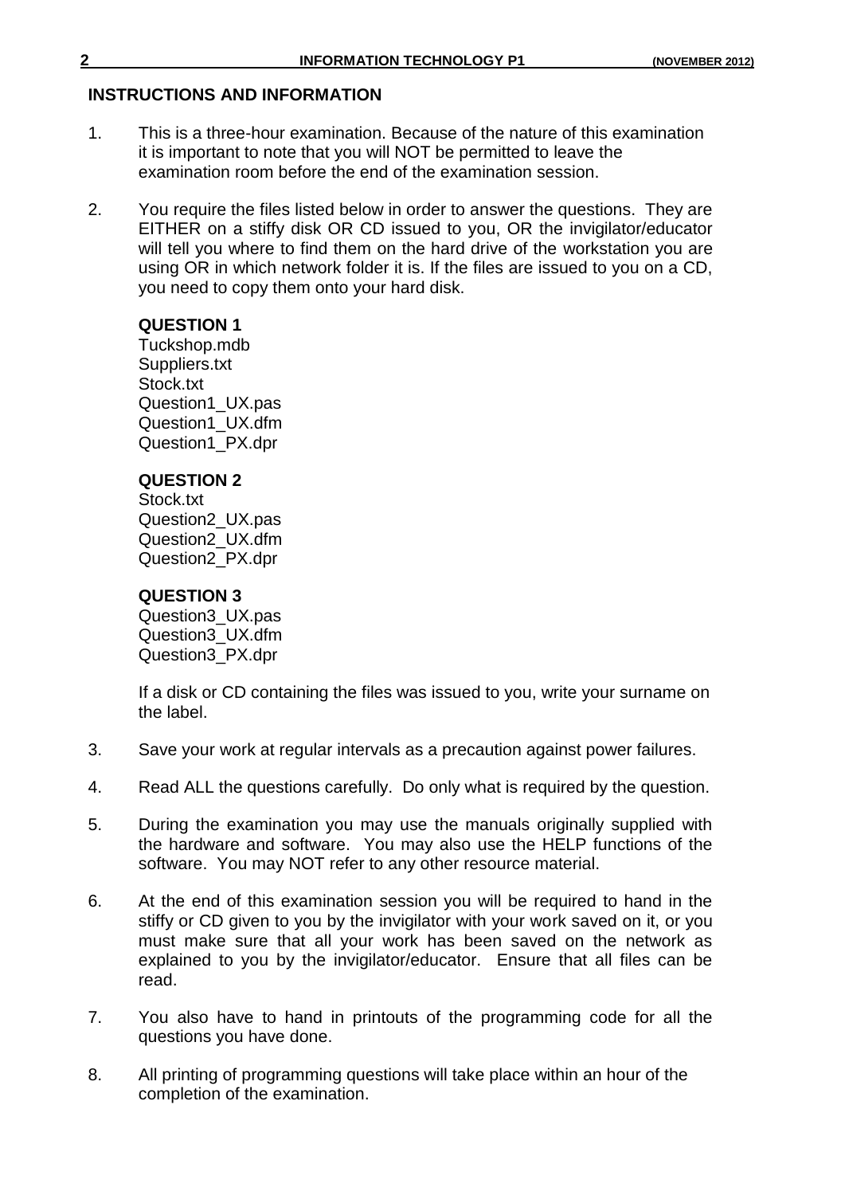## INSTRUCTIONS AND INFORMATION

1. This is a three-hour examination. Because of the nature of this examination it is important to note that you will NOT be permitted to leave the examination room before the end of the examination session.

2. You require the files listed below in order to answer the questions. They are EITHER on a stiffy disk OR CD issued to you, OR the invigilator/educator will tell you where to find them on the hard drive of the workstation you are using OR in which network folder it is. If the files are issued to you on a CD, you need to copy them onto your hard disk.

   **QUESTION 1**
   Tuckshop.mdb
   Suppliers.txt
   Stock.txt
   Question1_UX.pas
   Question1_UX.dfm
   Question1_PX.dpr

   **QUESTION 2**
   Stock.txt
   Question2_UX.pas
   Question2_UX.dfm
   Question2_PX.dpr

   **QUESTION 3**
   Question3_UX.pas
   Question3_UX.dfm
   Question3_PX.dpr

   If a disk or CD containing the files was issued to you, write your surname on the label.

3. Save your work at regular intervals as a precaution against power failures.

4. Read ALL the questions carefully. Do only what is required by the question.

5. During the examination you may use the manuals originally supplied with the hardware and software. You may also use the HELP functions of the software. You may NOT refer to any other resource material.

6. At the end of this examination session you will be required to hand in the stiffy or CD given to you by the invigilator with your work saved on it, or you must make sure that all your work has been saved on the network as explained to you by the invigilator/educator. Ensure that all files can be read.

7. You also have to hand in printouts of the programming code for all the questions you have done.

8. All printing of programming questions will take place within an hour of the completion of the examination.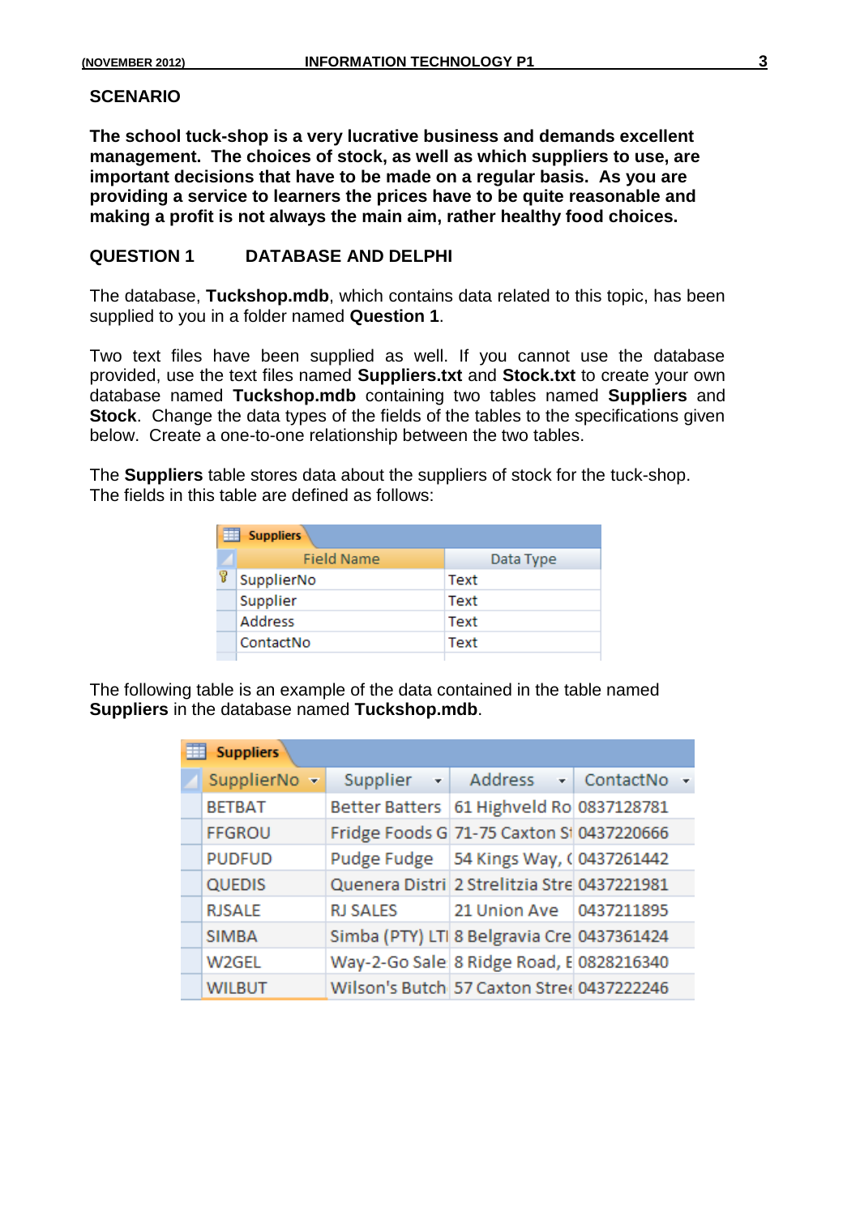## SCENARIO

**The school tuck-shop is a very lucrative business and demands excellent management. The choices of stock, as well as which suppliers to use, are important decisions that have to be made on a regular basis. As you are providing a service to learners the prices have to be quite reasonable and making a profit is not always the main aim, rather healthy food choices.**

## QUESTION 1 DATABASE AND DELPHI

The database, **Tuckshop.mdb**, which contains data related to this topic, has been supplied to you in a folder named **Question 1**.

Two text files have been supplied as well. If you cannot use the database provided, use the text files named **Suppliers.txt** and **Stock.txt** to create your own database named **Tuckshop.mdb** containing two tables named **Suppliers** and **Stock**. Change the data types of the fields of the tables to the specifications given below. Create a one-to-one relationship between the two tables.

The **Suppliers** table stores data about the suppliers of stock for the tuck-shop. The fields in this table are defined as follows:

**Suppliers**

| Field Name | Data Type |
|---|---|
| SupplierNo | Text |
| Supplier | Text |
| Address | Text |
| ContactNo | Text |

The following table is an example of the data contained in the table named **Suppliers** in the database named **Tuckshop.mdb**.

**Suppliers**

| SupplierNo | Supplier | Address | ContactNo |
|---|---|---|---|
| BETBAT | Better Batters | 61 Highveld Ro | 0837128781 |
| FFGROU | Fridge Foods G | 71-75 Caxton St | 0437220666 |
| PUDFUD | Pudge Fudge | 54 Kings Way, ( | 0437261442 |
| QUEDIS | Quenera Distri | 2 Strelitzia Stre | 0437221981 |
| RJSALE | RJ SALES | 21 Union Ave | 0437211895 |
| SIMBA | Simba (PTY) LTI | 8 Belgravia Cre | 0437361424 |
| W2GEL | Way-2-Go Sale | 8 Ridge Road, E | 0828216340 |
| WILBUT | Wilson's Butch | 57 Caxton Stre | 0437222246 |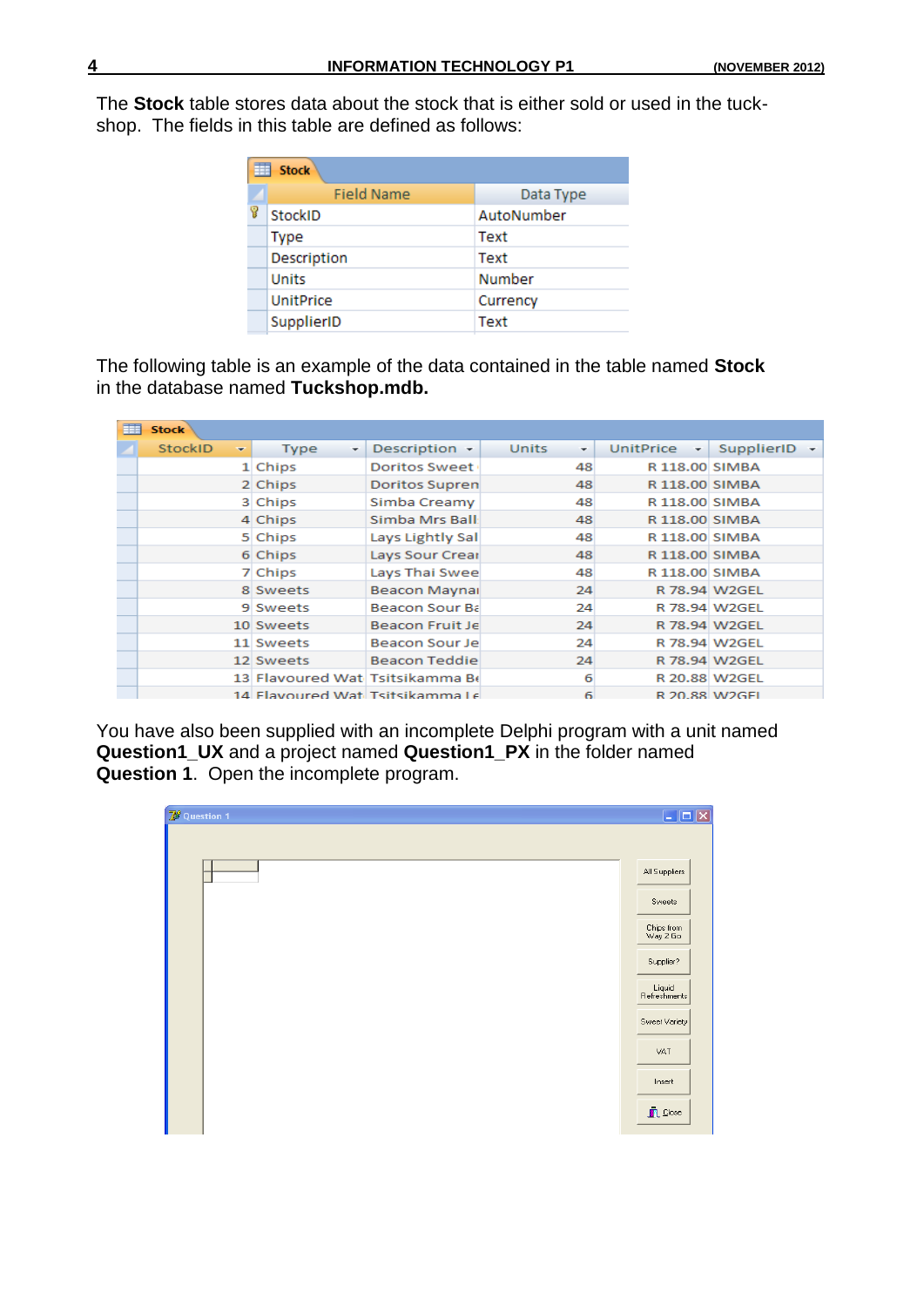The **Stock** table stores data about the stock that is either sold or used in the tuck-shop. The fields in this table are defined as follows:

| Field Name | Data Type |
|---|---|
| StockID | AutoNumber |
| Type | Text |
| Description | Text |
| Units | Number |
| UnitPrice | Currency |
| SupplierID | Text |

The following table is an example of the data contained in the table named **Stock** in the database named **Tuckshop.mdb.**

| StockID | Type | Description | Units | UnitPrice | SupplierID |
|---|---|---|---|---|---|
| 1 | Chips | Doritos Sweet | 48 | R 118.00 | SIMBA |
| 2 | Chips | Doritos Supren | 48 | R 118.00 | SIMBA |
| 3 | Chips | Simba Creamy | 48 | R 118.00 | SIMBA |
| 4 | Chips | Simba Mrs Ball | 48 | R 118.00 | SIMBA |
| 5 | Chips | Lays Lightly Sal | 48 | R 118.00 | SIMBA |
| 6 | Chips | Lays Sour Crear | 48 | R 118.00 | SIMBA |
| 7 | Chips | Lays Thai Swee | 48 | R 118.00 | SIMBA |
| 8 | Sweets | Beacon Maynai | 24 | R 78.94 | W2GEL |
| 9 | Sweets | Beacon Sour Ba | 24 | R 78.94 | W2GEL |
| 10 | Sweets | Beacon Fruit Je | 24 | R 78.94 | W2GEL |
| 11 | Sweets | Beacon Sour Je | 24 | R 78.94 | W2GEL |
| 12 | Sweets | Beacon Teddie | 24 | R 78.94 | W2GEL |
| 13 | Flavoured Wat | Tsitsikamma Be | 6 | R 20.88 | W2GEL |
| 14 | Flavoured Wat | Tsitsikamma Le | 6 | R 20.88 | W2GEL |

You have also been supplied with an incomplete Delphi program with a unit named **Question1_UX** and a project named **Question1_PX** in the folder named **Question 1**. Open the incomplete program.

Question 1

All Suppliers

Sweets

Chips from Way 2 Go

Supplier?

Liquid Refreshments

Sweet Variety

VAT

Insert

Close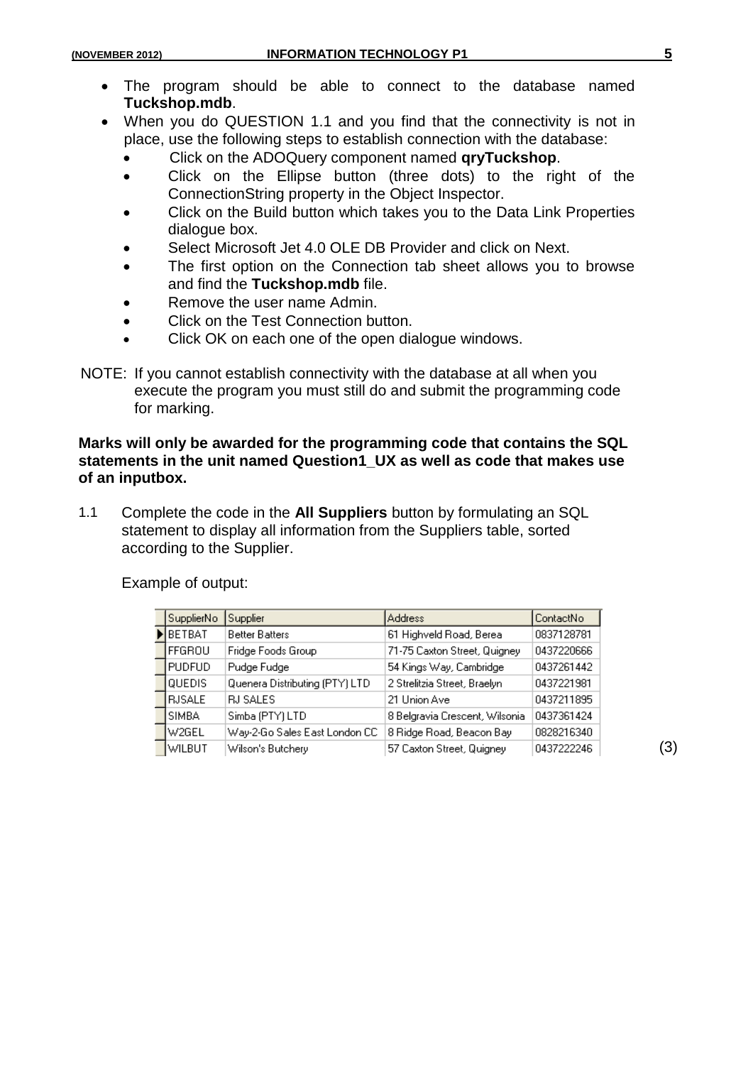- The program should be able to connect to the database named **Tuckshop.mdb**.
- When you do QUESTION 1.1 and you find that the connectivity is not in place, use the following steps to establish connection with the database:
  - Click on the ADOQuery component named **qryTuckshop**.
  - Click on the Ellipse button (three dots) to the right of the ConnectionString property in the Object Inspector.
  - Click on the Build button which takes you to the Data Link Properties dialogue box.
  - Select Microsoft Jet 4.0 OLE DB Provider and click on Next.
  - The first option on the Connection tab sheet allows you to browse and find the **Tuckshop.mdb** file.
  - Remove the user name Admin.
  - Click on the Test Connection button.
  - Click OK on each one of the open dialogue windows.

NOTE: If you cannot establish connectivity with the database at all when you execute the program you must still do and submit the programming code for marking.

**Marks will only be awarded for the programming code that contains the SQL statements in the unit named Question1_UX as well as code that makes use of an inputbox.**

1.1 Complete the code in the **All Suppliers** button by formulating an SQL statement to display all information from the Suppliers table, sorted according to the Supplier.

Example of output:

| SupplierNo | Supplier | Address | ContactNo |
|---|---|---|---|
| BETBAT | Better Batters | 61 Highveld Road, Berea | 0837128781 |
| FFGROU | Fridge Foods Group | 71-75 Caxton Street, Quigney | 0437220666 |
| PUDFUD | Pudge Fudge | 54 Kings Way, Cambridge | 0437261442 |
| QUEDIS | Quenera Distributing (PTY) LTD | 2 Strelitzia Street, Braelyn | 0437221981 |
| RJSALE | RJ SALES | 21 Union Ave | 0437211895 |
| SIMBA | Simba (PTY) LTD | 8 Belgravia Crescent, Wilsonia | 0437361424 |
| W2GEL | Way-2-Go Sales East London CC | 8 Ridge Road, Beacon Bay | 0828216340 |
| WILBUT | Wilson's Butchery | 57 Caxton Street, Quigney | 0437222246 |

(3)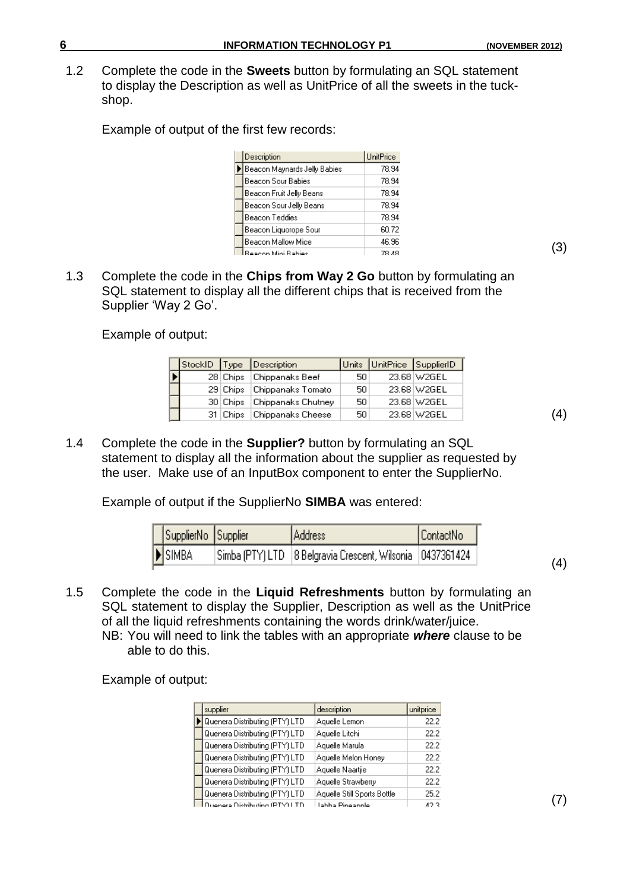1.2 Complete the code in the **Sweets** button by formulating an SQL statement to display the Description as well as UnitPrice of all the sweets in the tuck-shop.

Example of output of the first few records:

| Description | UnitPrice |
|---|---|
| Beacon Maynards Jelly Babies | 78.94 |
| Beacon Sour Babies | 78.94 |
| Beacon Fruit Jelly Beans | 78.94 |
| Beacon Sour Jelly Beans | 78.94 |
| Beacon Teddies | 78.94 |
| Beacon Liquorope Sour | 60.72 |
| Beacon Mallow Mice | 46.96 |
| Beacon Mini Babies | 78.48 |

(3)

1.3 Complete the code in the **Chips from Way 2 Go** button by formulating an SQL statement to display all the different chips that is received from the Supplier 'Way 2 Go'.

Example of output:

| StockID | Type | Description | Units | UnitPrice | SupplierID |
|---|---|---|---|---|---|
| 28 | Chips | Chippanaks Beef | 50 | 23.68 | W2GEL |
| 29 | Chips | Chippanaks Tomato | 50 | 23.68 | W2GEL |
| 30 | Chips | Chippanaks Chutney | 50 | 23.68 | W2GEL |
| 31 | Chips | Chippanaks Cheese | 50 | 23.68 | W2GEL |

(4)

1.4 Complete the code in the **Supplier?** button by formulating an SQL statement to display all the information about the supplier as requested by the user. Make use of an InputBox component to enter the SupplierNo.

Example of output if the SupplierNo **SIMBA** was entered:

| SupplierNo | Supplier | Address | ContactNo |
|---|---|---|---|
| SIMBA | Simba (PTY) LTD | 8 Belgravia Crescent, Wilsonia | 0437361424 |

(4)

1.5 Complete the code in the **Liquid Refreshments** button by formulating an SQL statement to display the Supplier, Description as well as the UnitPrice of all the liquid refreshments containing the words drink/water/juice.
NB: You will need to link the tables with an appropriate ***where*** clause to be able to do this.

Example of output:

| supplier | description | unitprice |
|---|---|---|
| Quenera Distributing (PTY) LTD | Aquelle Lemon | 22.2 |
| Quenera Distributing (PTY) LTD | Aquelle Litchi | 22.2 |
| Quenera Distributing (PTY) LTD | Aquelle Marula | 22.2 |
| Quenera Distributing (PTY) LTD | Aquelle Melon Honey | 22.2 |
| Quenera Distributing (PTY) LTD | Aquelle Naartjie | 22.2 |
| Quenera Distributing (PTY) LTD | Aquelle Strawberry | 22.2 |
| Quenera Distributing (PTY) LTD | Aquelle Still Sports Bottle | 25.2 |
| Quenera Distributing (PTY) LTD | Jabba Pineapple | 42.3 |

(7)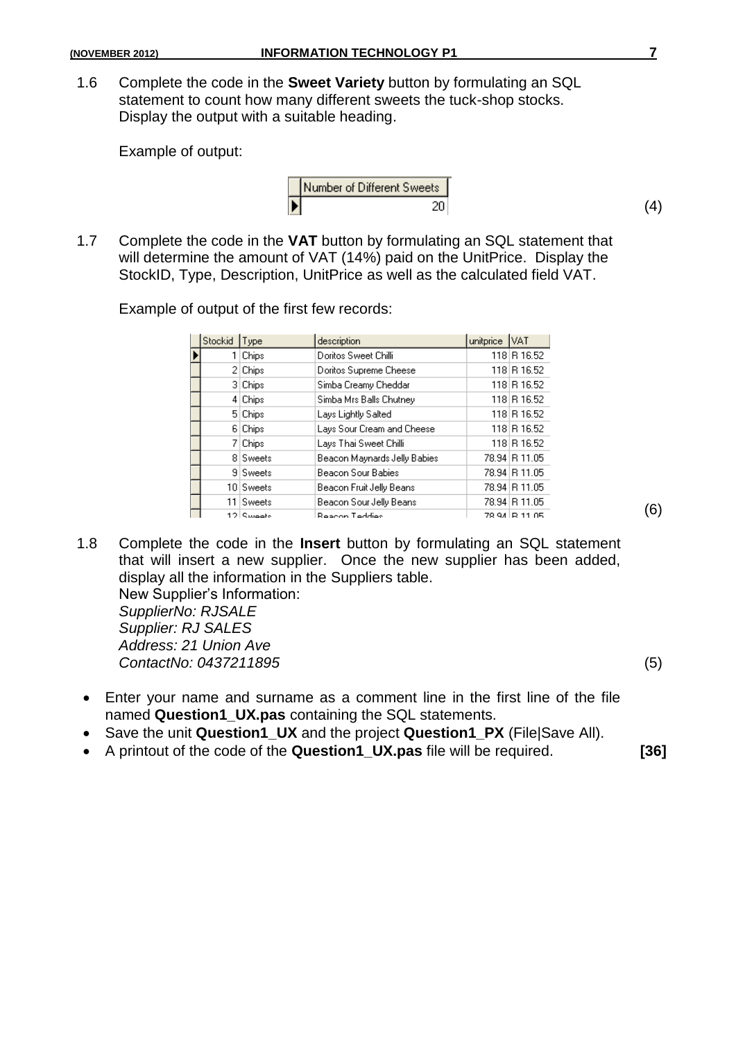1.6 Complete the code in the **Sweet Variety** button by formulating an SQL statement to count how many different sweets the tuck-shop stocks. Display the output with a suitable heading.

Example of output:

| Number of Different Sweets |
| --- |
| 20 |

(4)

1.7 Complete the code in the **VAT** button by formulating an SQL statement that will determine the amount of VAT (14%) paid on the UnitPrice. Display the StockID, Type, Description, UnitPrice as well as the calculated field VAT.

Example of output of the first few records:

| Stockid | Type | description | unitprice | VAT |
| --- | --- | --- | --- | --- |
| 1 | Chips | Doritos Sweet Chilli | 118 | R 16.52 |
| 2 | Chips | Doritos Supreme Cheese | 118 | R 16.52 |
| 3 | Chips | Simba Creamy Cheddar | 118 | R 16.52 |
| 4 | Chips | Simba Mrs Balls Chutney | 118 | R 16.52 |
| 5 | Chips | Lays Lightly Salted | 118 | R 16.52 |
| 6 | Chips | Lays Sour Cream and Cheese | 118 | R 16.52 |
| 7 | Chips | Lays Thai Sweet Chilli | 118 | R 16.52 |
| 8 | Sweets | Beacon Maynards Jelly Babies | 78.94 | R 11.05 |
| 9 | Sweets | Beacon Sour Babies | 78.94 | R 11.05 |
| 10 | Sweets | Beacon Fruit Jelly Beans | 78.94 | R 11.05 |
| 11 | Sweets | Beacon Sour Jelly Beans | 78.94 | R 11.05 |
| 12 | Sweets | Beacon Teddies | 78.94 | R 11.05 |

(6)

1.8 Complete the code in the **Insert** button by formulating an SQL statement that will insert a new supplier. Once the new supplier has been added, display all the information in the Suppliers table.
New Supplier's Information:
*SupplierNo: RJSALE*
*Supplier: RJ SALES*
*Address: 21 Union Ave*
*ContactNo: 0437211895* (5)

- Enter your name and surname as a comment line in the first line of the file named **Question1_UX.pas** containing the SQL statements.
- Save the unit **Question1_UX** and the project **Question1_PX** (File|Save All).
- A printout of the code of the **Question1_UX.pas** file will be required. **[36]**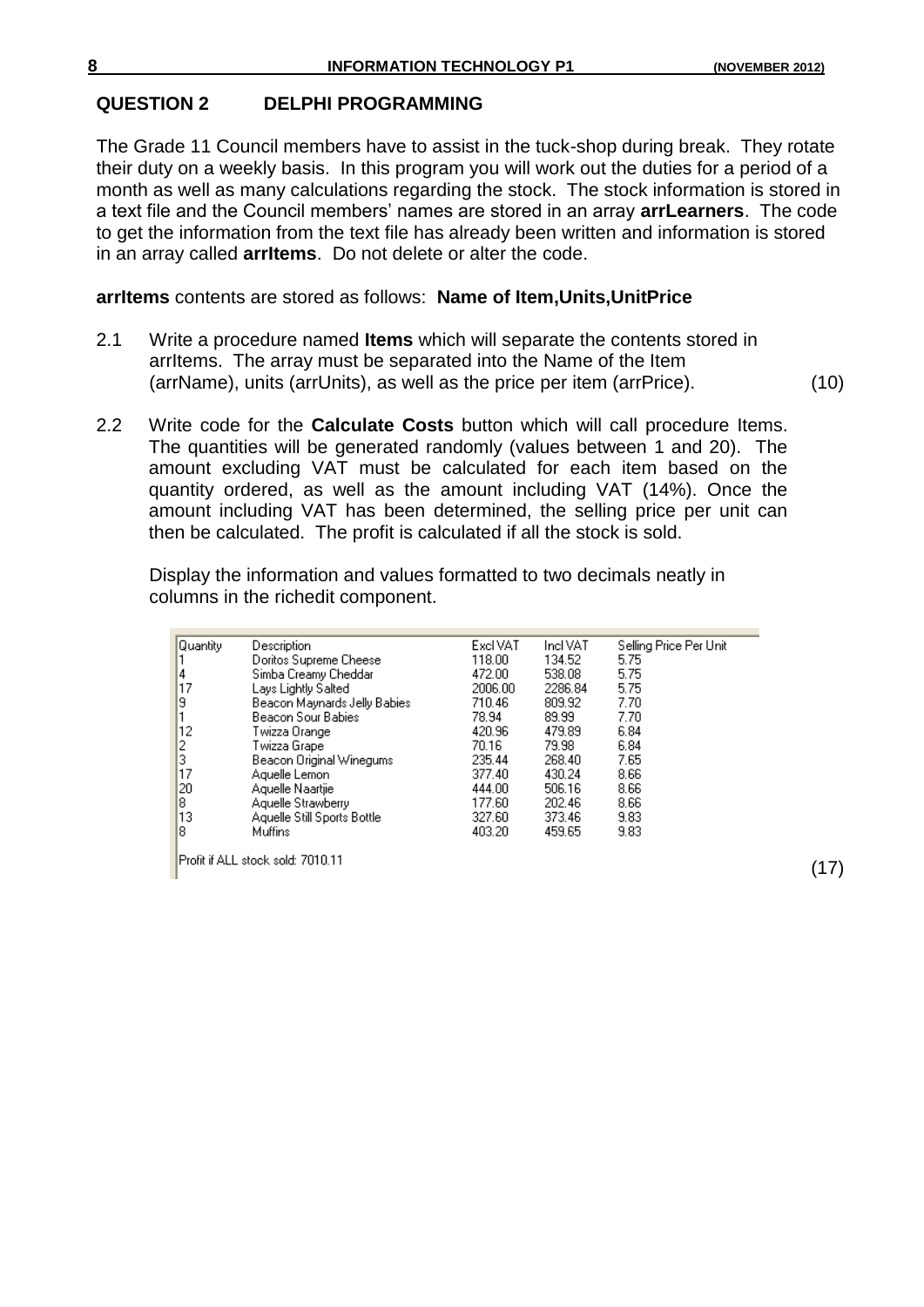## QUESTION 2 DELPHI PROGRAMMING

The Grade 11 Council members have to assist in the tuck-shop during break. They rotate their duty on a weekly basis. In this program you will work out the duties for a period of a month as well as many calculations regarding the stock. The stock information is stored in a text file and the Council members' names are stored in an array **arrLearners**. The code to get the information from the text file has already been written and information is stored in an array called **arrItems**. Do not delete or alter the code.

**arrItems** contents are stored as follows: **Name of Item,Units,UnitPrice**

2.1 Write a procedure named **Items** which will separate the contents stored in arrItems. The array must be separated into the Name of the Item (arrName), units (arrUnits), as well as the price per item (arrPrice). (10)

2.2 Write code for the **Calculate Costs** button which will call procedure Items. The quantities will be generated randomly (values between 1 and 20). The amount excluding VAT must be calculated for each item based on the quantity ordered, as well as the amount including VAT (14%). Once the amount including VAT has been determined, the selling price per unit can then be calculated. The profit is calculated if all the stock is sold.

Display the information and values formatted to two decimals neatly in columns in the richedit component.

| Quantity | Description | Excl VAT | Incl VAT | Selling Price Per Unit |
|---|---|---|---|---|
| 1 | Doritos Supreme Cheese | 118.00 | 134.52 | 5.75 |
| 4 | Simba Creamy Cheddar | 472.00 | 538.08 | 5.75 |
| 17 | Lays Lightly Salted | 2006.00 | 2286.84 | 5.75 |
| 9 | Beacon Maynards Jelly Babies | 710.46 | 809.92 | 7.70 |
| 1 | Beacon Sour Babies | 78.94 | 89.99 | 7.70 |
| 12 | Twizza Orange | 420.96 | 479.89 | 6.84 |
| 2 | Twizza Grape | 70.16 | 79.98 | 6.84 |
| 3 | Beacon Original Winegums | 235.44 | 268.40 | 7.65 |
| 17 | Aquelle Lemon | 377.40 | 430.24 | 8.66 |
| 20 | Aquelle Naartjie | 444.00 | 506.16 | 8.66 |
| 8 | Aquelle Strawberry | 177.60 | 202.46 | 8.66 |
| 13 | Aquelle Still Sports Bottle | 327.60 | 373.46 | 9.83 |
| 8 | Muffins | 403.20 | 459.65 | 9.83 |

Profit if ALL stock sold: 7010.11

(17)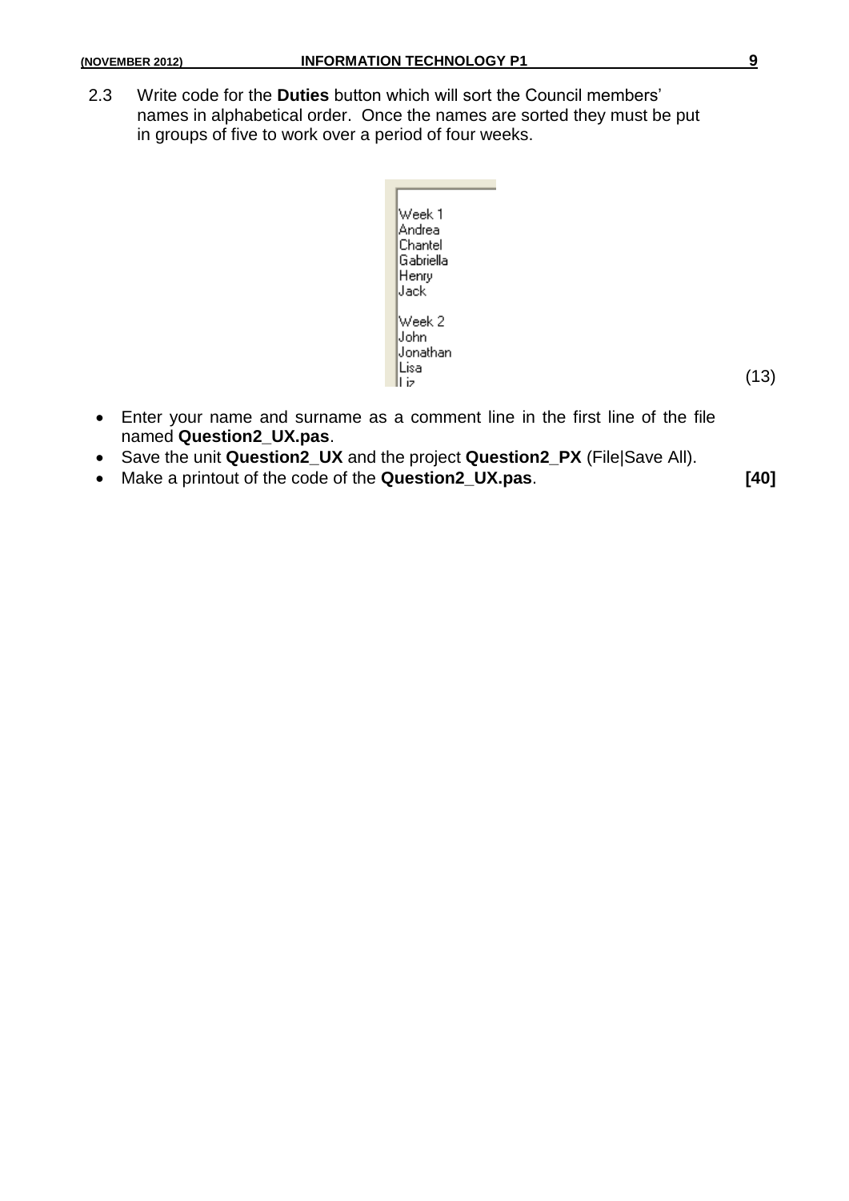2.3 Write code for the **Duties** button which will sort the Council members' names in alphabetical order. Once the names are sorted they must be put in groups of five to work over a period of four weeks.

```
Week 1
Andrea
Chantel
Gabriella
Henry
Jack

Week 2
John
Jonathan
Lisa
Liz
```

(13)

- Enter your name and surname as a comment line in the first line of the file named **Question2_UX.pas**.
- Save the unit **Question2_UX** and the project **Question2_PX** (File|Save All).
- Make a printout of the code of the **Question2_UX.pas**. **[40]**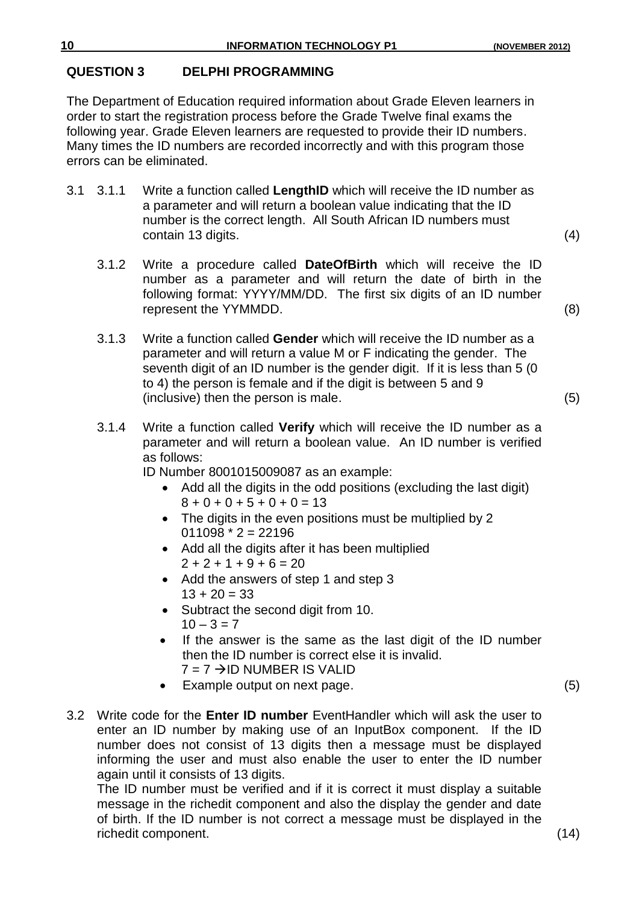## QUESTION 3 DELPHI PROGRAMMING

The Department of Education required information about Grade Eleven learners in order to start the registration process before the Grade Twelve final exams the following year. Grade Eleven learners are requested to provide their ID numbers. Many times the ID numbers are recorded incorrectly and with this program those errors can be eliminated.

3.1 3.1.1 Write a function called **LengthID** which will receive the ID number as a parameter and will return a boolean value indicating that the ID number is the correct length. All South African ID numbers must contain 13 digits. (4)

3.1.2 Write a procedure called **DateOfBirth** which will receive the ID number as a parameter and will return the date of birth in the following format: YYYY/MM/DD. The first six digits of an ID number represent the YYMMDD. (8)

3.1.3 Write a function called **Gender** which will receive the ID number as a parameter and will return a value M or F indicating the gender. The seventh digit of an ID number is the gender digit. If it is less than 5 (0 to 4) the person is female and if the digit is between 5 and 9 (inclusive) then the person is male. (5)

3.1.4 Write a function called **Verify** which will receive the ID number as a parameter and will return a boolean value. An ID number is verified as follows:

ID Number 8001015009087 as an example:

- Add all the digits in the odd positions (excluding the last digit)
  8 + 0 + 0 + 5 + 0 + 0 = 13
- The digits in the even positions must be multiplied by 2
  011098 * 2 = 22196
- Add all the digits after it has been multiplied
  2 + 2 + 1 + 9 + 6 = 20
- Add the answers of step 1 and step 3
  13 + 20 = 33
- Subtract the second digit from 10.
  10 – 3 = 7
- If the answer is the same as the last digit of the ID number then the ID number is correct else it is invalid.
  7 = 7 → ID NUMBER IS VALID
- Example output on next page. (5)

3.2 Write code for the **Enter ID number** EventHandler which will ask the user to enter an ID number by making use of an InputBox component. If the ID number does not consist of 13 digits then a message must be displayed informing the user and must also enable the user to enter the ID number again until it consists of 13 digits.

The ID number must be verified and if it is correct it must display a suitable message in the richedit component and also the display the gender and date of birth. If the ID number is not correct a message must be displayed in the richedit component. (14)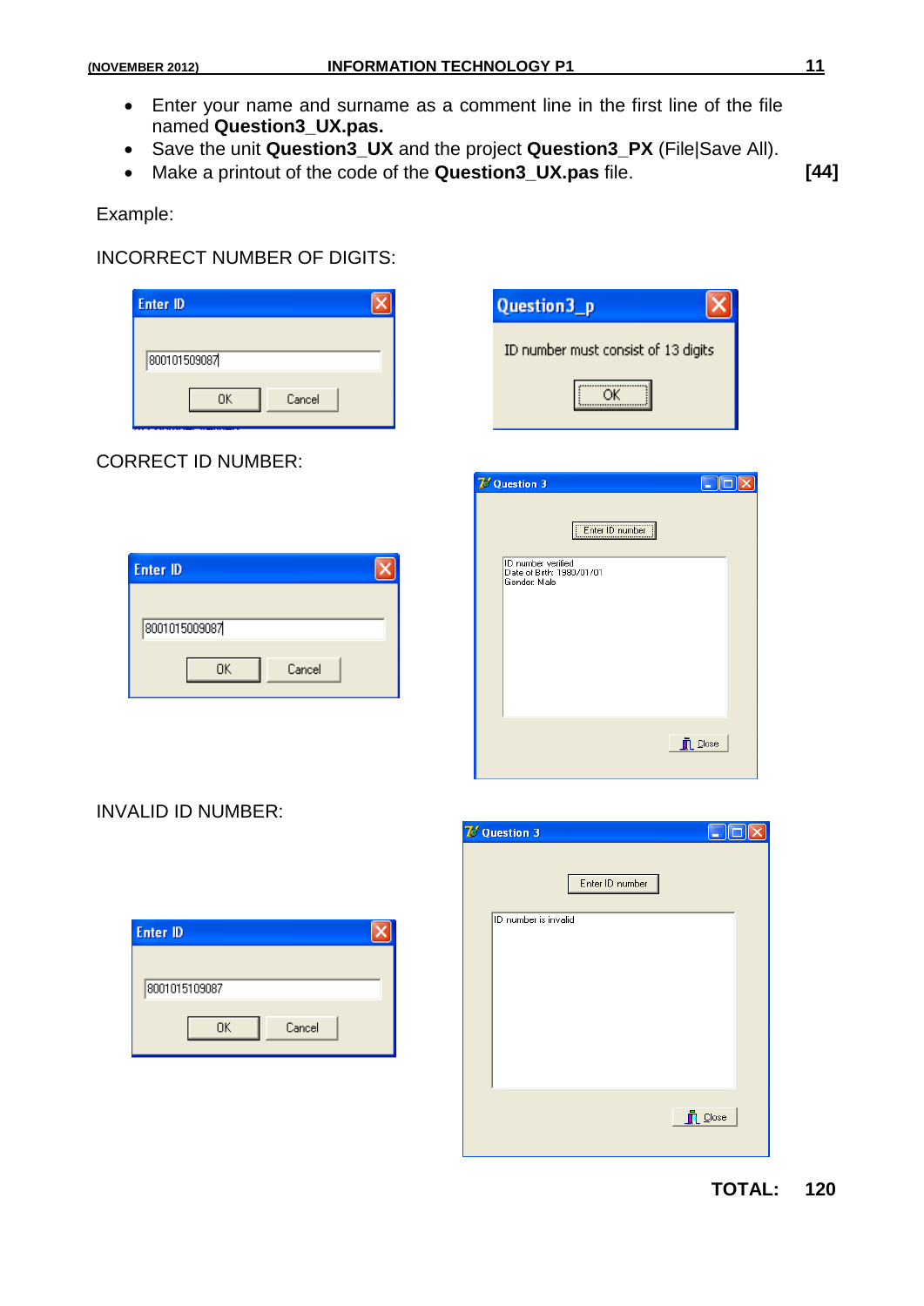- Enter your name and surname as a comment line in the first line of the file named **Question3_UX.pas.**
- Save the unit **Question3_UX** and the project **Question3_PX** (File|Save All).
- Make a printout of the code of the **Question3_UX.pas** file. **[44]**

Example:

INCORRECT NUMBER OF DIGITS:

Enter ID

800101509087

OK Cancel

Question3_p

ID number must consist of 13 digits

OK

CORRECT ID NUMBER:

Enter ID

8001015009087

OK Cancel

Question 3

Enter ID number

ID number verified
Date of Birth: 1980/01/01
Gender: Male

Close

INVALID ID NUMBER:

Enter ID

8001015109087

OK Cancel

Question 3

Enter ID number

ID number is invalid

Close

**TOTAL: 120**